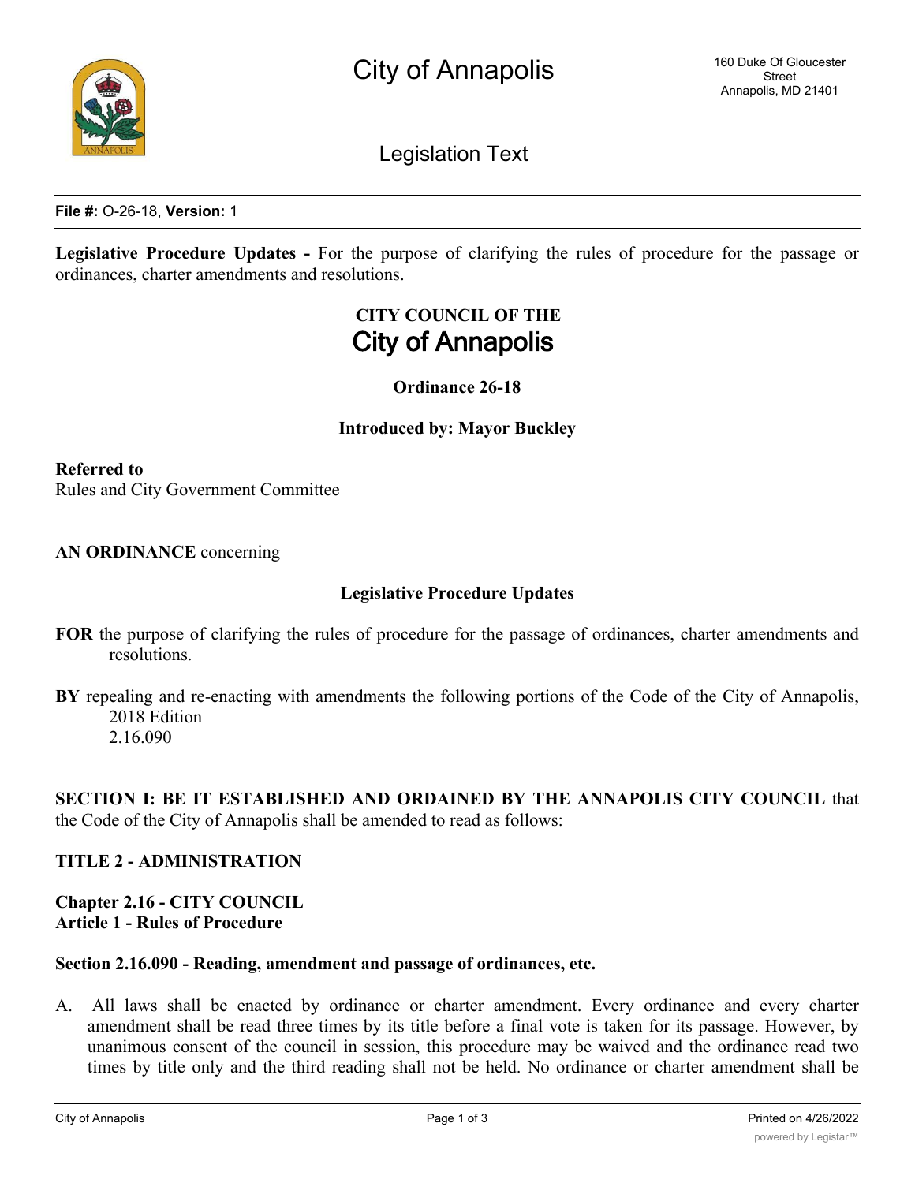City of Annapolis

160 Duke Of Gloucester Street
Annapolis, MD 21401

Legislation Text

**File #:** O-26-18, **Version:** 1

**Legislative Procedure Updates -** For the purpose of clarifying the rules of procedure for the passage or ordinances, charter amendments and resolutions.

# CITY COUNCIL OF THE City of Annapolis

**Ordinance 26-18**

**Introduced by: Mayor Buckley**

**Referred to**
Rules and City Government Committee

**AN ORDINANCE** concerning

**Legislative Procedure Updates**

**FOR** the purpose of clarifying the rules of procedure for the passage of ordinances, charter amendments and resolutions.

**BY** repealing and re-enacting with amendments the following portions of the Code of the City of Annapolis, 2018 Edition
2.16.090

**SECTION I: BE IT ESTABLISHED AND ORDAINED BY THE ANNAPOLIS CITY COUNCIL** that the Code of the City of Annapolis shall be amended to read as follows:

## TITLE 2 - ADMINISTRATION

### Chapter 2.16 - CITY COUNCIL
### Article 1 - Rules of Procedure

#### Section 2.16.090 - Reading, amendment and passage of ordinances, etc.

A. All laws shall be enacted by ordinance <u>or charter amendment</u>. Every ordinance and every charter amendment shall be read three times by its title before a final vote is taken for its passage. However, by unanimous consent of the council in session, this procedure may be waived and the ordinance read two times by title only and the third reading shall not be held. No ordinance or charter amendment shall be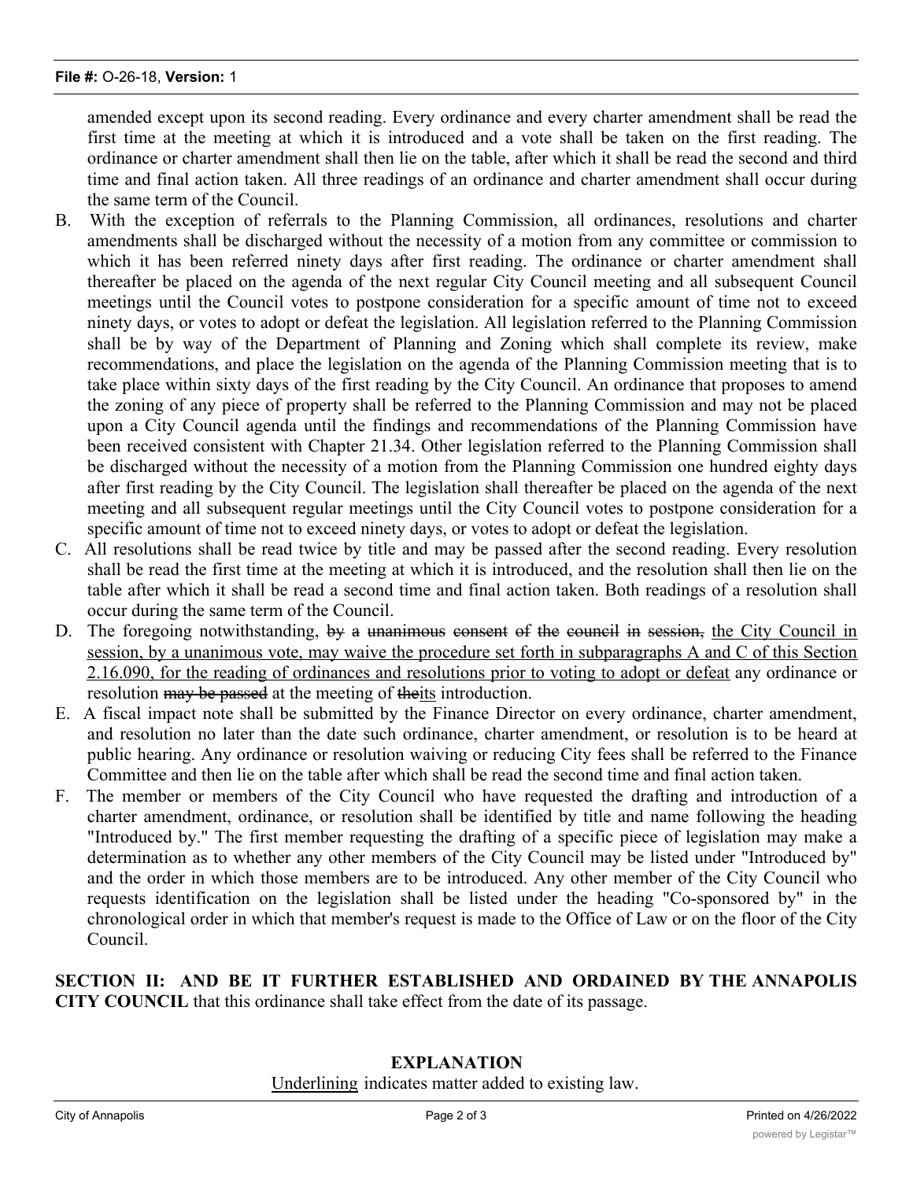amended except upon its second reading. Every ordinance and every charter amendment shall be read the first time at the meeting at which it is introduced and a vote shall be taken on the first reading. The ordinance or charter amendment shall then lie on the table, after which it shall be read the second and third time and final action taken. All three readings of an ordinance and charter amendment shall occur during the same term of the Council.

B. With the exception of referrals to the Planning Commission, all ordinances, resolutions and charter amendments shall be discharged without the necessity of a motion from any committee or commission to which it has been referred ninety days after first reading. The ordinance or charter amendment shall thereafter be placed on the agenda of the next regular City Council meeting and all subsequent Council meetings until the Council votes to postpone consideration for a specific amount of time not to exceed ninety days, or votes to adopt or defeat the legislation. All legislation referred to the Planning Commission shall be by way of the Department of Planning and Zoning which shall complete its review, make recommendations, and place the legislation on the agenda of the Planning Commission meeting that is to take place within sixty days of the first reading by the City Council. An ordinance that proposes to amend the zoning of any piece of property shall be referred to the Planning Commission and may not be placed upon a City Council agenda until the findings and recommendations of the Planning Commission have been received consistent with Chapter 21.34. Other legislation referred to the Planning Commission shall be discharged without the necessity of a motion from the Planning Commission one hundred eighty days after first reading by the City Council. The legislation shall thereafter be placed on the agenda of the next meeting and all subsequent regular meetings until the City Council votes to postpone consideration for a specific amount of time not to exceed ninety days, or votes to adopt or defeat the legislation.

C. All resolutions shall be read twice by title and may be passed after the second reading. Every resolution shall be read the first time at the meeting at which it is introduced, and the resolution shall then lie on the table after which it shall be read a second time and final action taken. Both readings of a resolution shall occur during the same term of the Council.

D. The foregoing notwithstanding, ~~by a unanimous consent of the council in session,~~ <u>the City Council in session, by a unanimous vote, may waive the procedure set forth in subparagraphs A and C of this Section 2.16.090, for the reading of ordinances and resolutions prior to voting to adopt or defeat</u> any ordinance or resolution ~~may be passed~~ at the meeting of ~~the~~<u>its</u> introduction.

E. A fiscal impact note shall be submitted by the Finance Director on every ordinance, charter amendment, and resolution no later than the date such ordinance, charter amendment, or resolution is to be heard at public hearing. Any ordinance or resolution waiving or reducing City fees shall be referred to the Finance Committee and then lie on the table after which shall be read the second time and final action taken.

F. The member or members of the City Council who have requested the drafting and introduction of a charter amendment, ordinance, or resolution shall be identified by title and name following the heading "Introduced by." The first member requesting the drafting of a specific piece of legislation may make a determination as to whether any other members of the City Council may be listed under "Introduced by" and the order in which those members are to be introduced. Any other member of the City Council who requests identification on the legislation shall be listed under the heading "Co-sponsored by" in the chronological order in which that member's request is made to the Office of Law or on the floor of the City Council.

**SECTION II: AND BE IT FURTHER ESTABLISHED AND ORDAINED BY THE ANNAPOLIS CITY COUNCIL** that this ordinance shall take effect from the date of its passage.

**EXPLANATION**

<u>Underlining</u> indicates matter added to existing law.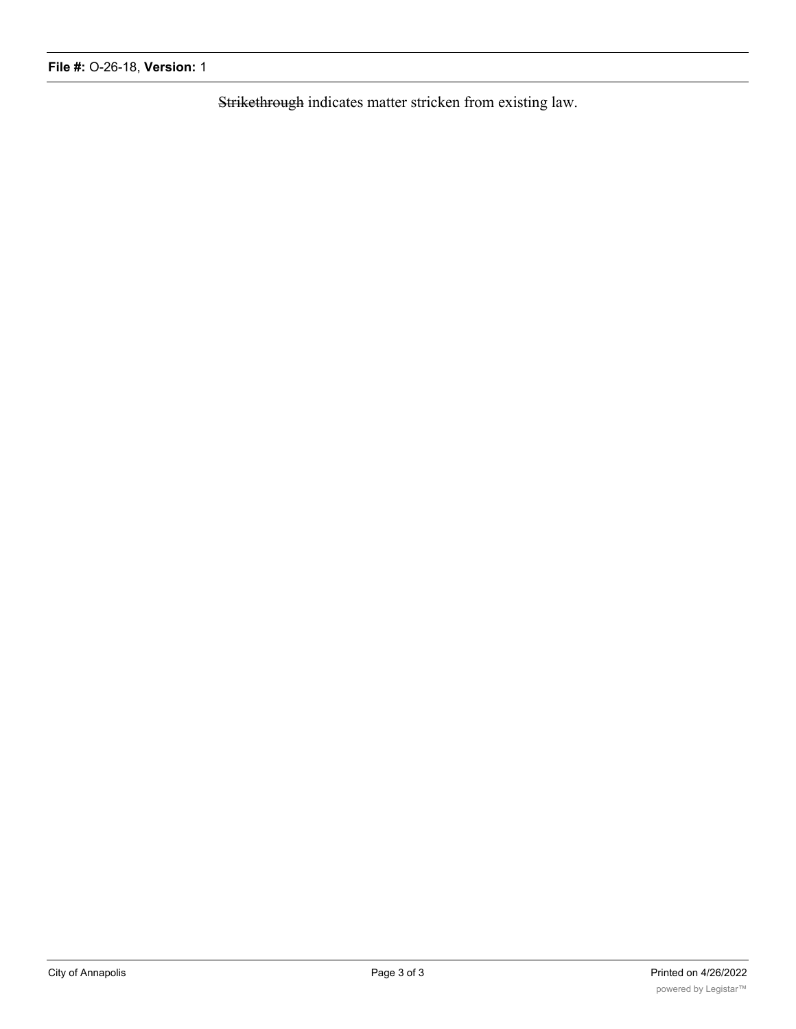~~Strikethrough~~ indicates matter stricken from existing law.